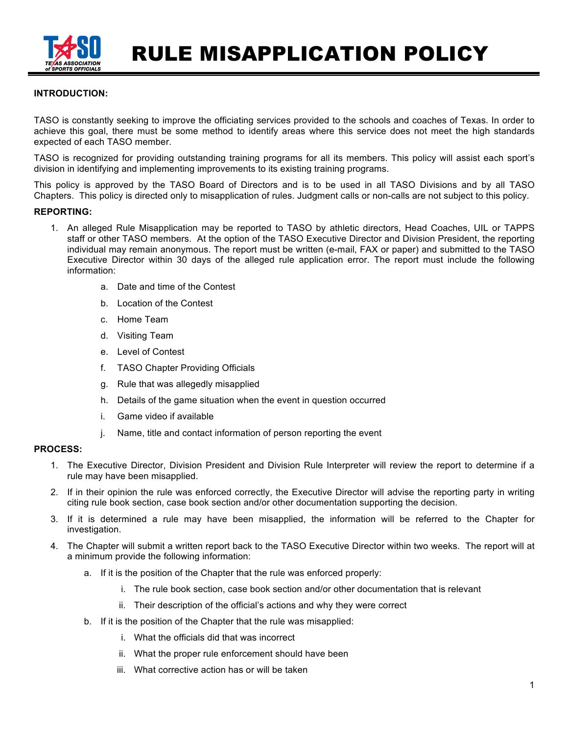# RULE MISAPPLICATION POLICY

**INTRODUCTION:**

TASO is constantly seeking to improve the officiating services provided to the schools and coaches of Texas. In order to achieve this goal, there must be some method to identify areas where this service does not meet the high standards expected of each TASO member.

TASO is recognized for providing outstanding training programs for all its members. This policy will assist each sport's division in identifying and implementing improvements to its existing training programs.

This policy is approved by the TASO Board of Directors and is to be used in all TASO Divisions and by all TASO Chapters. This policy is directed only to misapplication of rules. Judgment calls or non-calls are not subject to this policy.

**REPORTING:**

1. An alleged Rule Misapplication may be reported to TASO by athletic directors, Head Coaches, UIL or TAPPS staff or other TASO members. At the option of the TASO Executive Director and Division President, the reporting individual may remain anonymous. The report must be written (e-mail, FAX or paper) and submitted to the TASO Executive Director within 30 days of the alleged rule application error. The report must include the following information:
    a. Date and time of the Contest
    b. Location of the Contest
    c. Home Team
    d. Visiting Team
    e. Level of Contest
    f. TASO Chapter Providing Officials
    g. Rule that was allegedly misapplied
    h. Details of the game situation when the event in question occurred
    i. Game video if available
    j. Name, title and contact information of person reporting the event

**PROCESS:**

1. The Executive Director, Division President and Division Rule Interpreter will review the report to determine if a rule may have been misapplied.
2. If in their opinion the rule was enforced correctly, the Executive Director will advise the reporting party in writing citing rule book section, case book section and/or other documentation supporting the decision.
3. If it is determined a rule may have been misapplied, the information will be referred to the Chapter for investigation.
4. The Chapter will submit a written report back to the TASO Executive Director within two weeks. The report will at a minimum provide the following information:
    a. If it is the position of the Chapter that the rule was enforced properly:
        i. The rule book section, case book section and/or other documentation that is relevant
        ii. Their description of the official's actions and why they were correct
    b. If it is the position of the Chapter that the rule was misapplied:
        i. What the officials did that was incorrect
        ii. What the proper rule enforcement should have been
        iii. What corrective action has or will be taken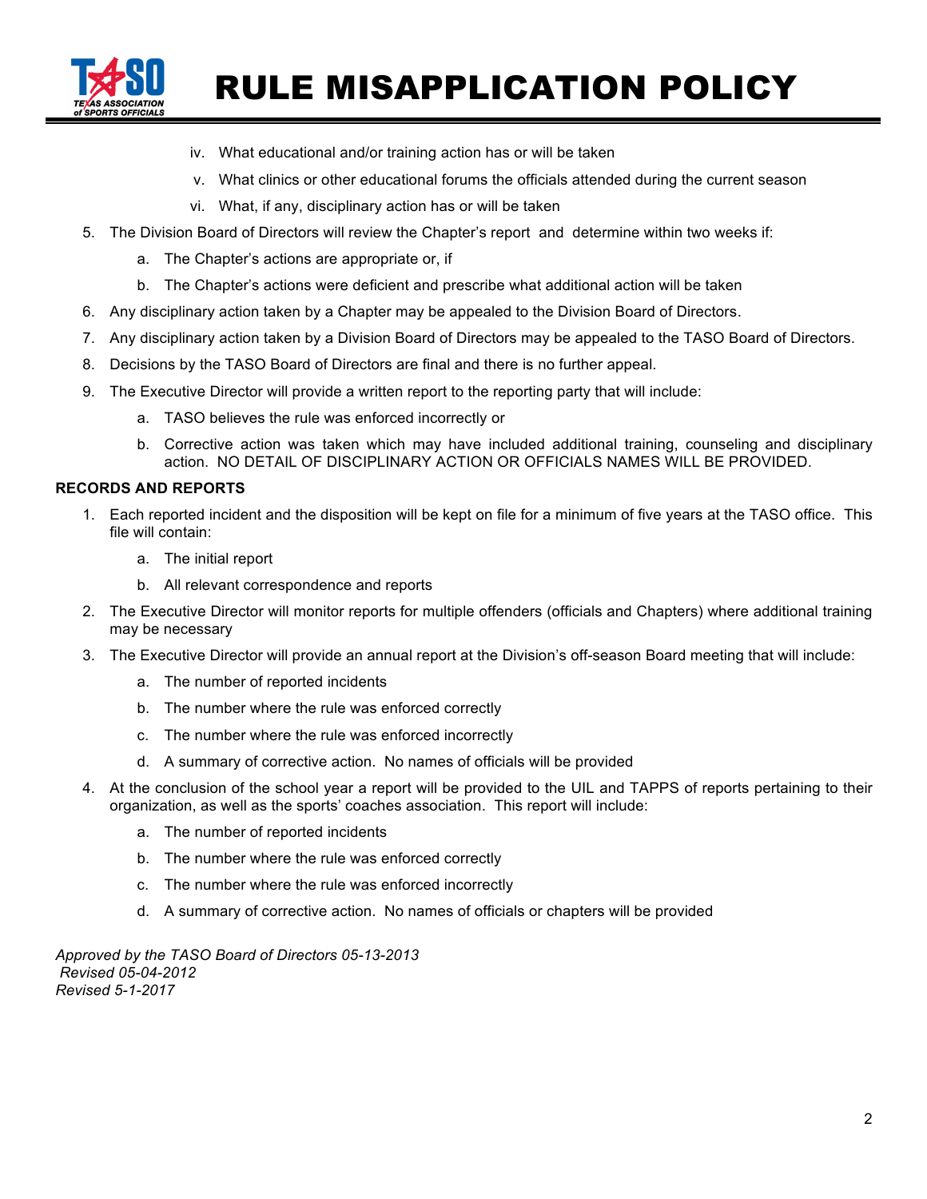iv. What educational and/or training action has or will be taken

    v. What clinics or other educational forums the officials attended during the current season

    vi. What, if any, disciplinary action has or will be taken

5. The Division Board of Directors will review the Chapter's report and determine within two weeks if:
    a. The Chapter's actions are appropriate or, if
    b. The Chapter's actions were deficient and prescribe what additional action will be taken
6. Any disciplinary action taken by a Chapter may be appealed to the Division Board of Directors.
7. Any disciplinary action taken by a Division Board of Directors may be appealed to the TASO Board of Directors.
8. Decisions by the TASO Board of Directors are final and there is no further appeal.
9. The Executive Director will provide a written report to the reporting party that will include:
    a. TASO believes the rule was enforced incorrectly or
    b. Corrective action was taken which may have included additional training, counseling and disciplinary action. NO DETAIL OF DISCIPLINARY ACTION OR OFFICIALS NAMES WILL BE PROVIDED.

**RECORDS AND REPORTS**

1. Each reported incident and the disposition will be kept on file for a minimum of five years at the TASO office. This file will contain:
    a. The initial report
    b. All relevant correspondence and reports
2. The Executive Director will monitor reports for multiple offenders (officials and Chapters) where additional training may be necessary
3. The Executive Director will provide an annual report at the Division's off-season Board meeting that will include:
    a. The number of reported incidents
    b. The number where the rule was enforced correctly
    c. The number where the rule was enforced incorrectly
    d. A summary of corrective action. No names of officials will be provided
4. At the conclusion of the school year a report will be provided to the UIL and TAPPS of reports pertaining to their organization, as well as the sports' coaches association. This report will include:
    a. The number of reported incidents
    b. The number where the rule was enforced correctly
    c. The number where the rule was enforced incorrectly
    d. A summary of corrective action. No names of officials or chapters will be provided

*Approved by the TASO Board of Directors 05-13-2013*
*Revised 05-04-2012*
*Revised 5-1-2017*